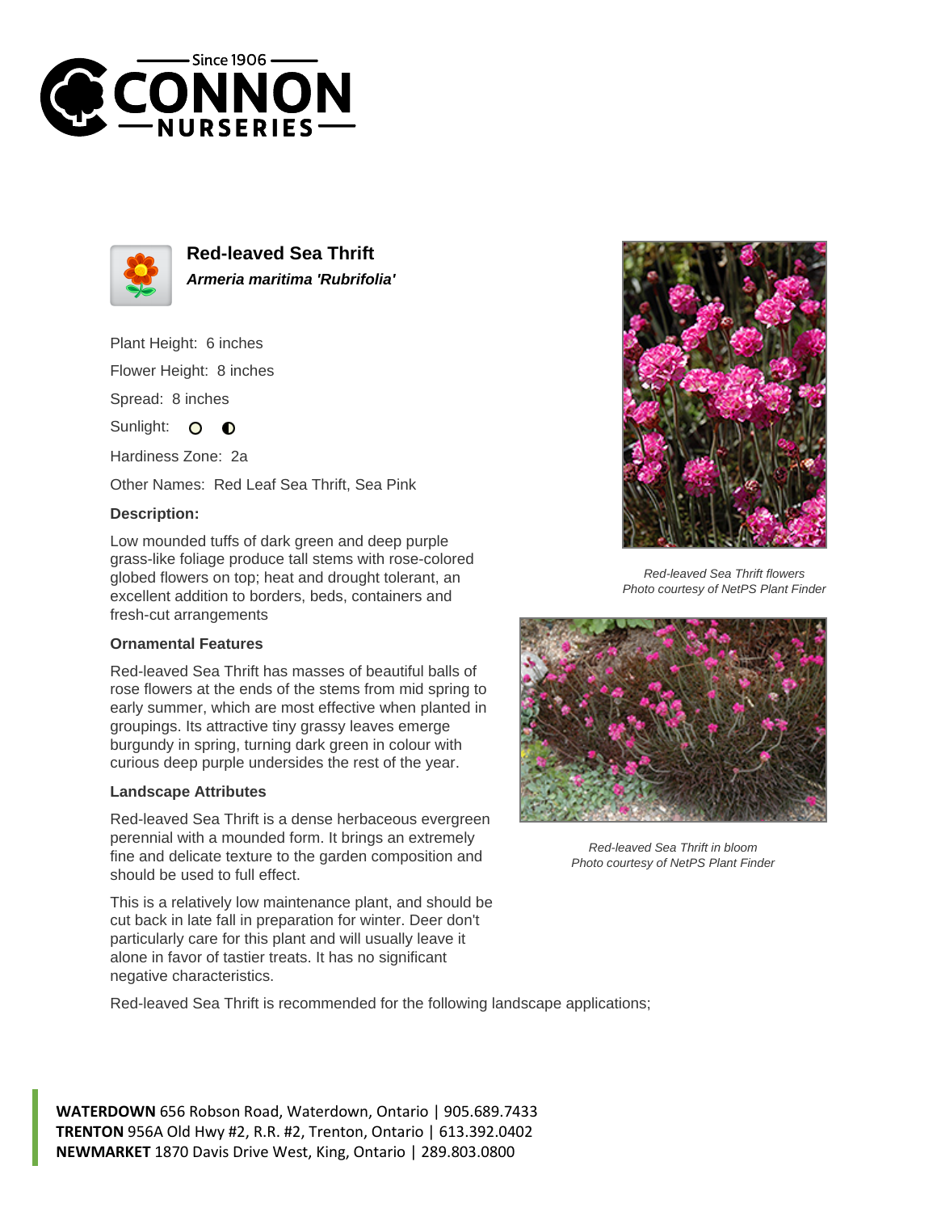# Red-leaved Sea Thrift

***Armeria maritima 'Rubrifolia'***

Plant Height: 6 inches

Flower Height: 8 inches

Spread: 8 inches

Sunlight:

Hardiness Zone: 2a

Other Names: Red Leaf Sea Thrift, Sea Pink

### Description:

Low mounded tuffs of dark green and deep purple grass-like foliage produce tall stems with rose-colored globed flowers on top; heat and drought tolerant, an excellent addition to borders, beds, containers and fresh-cut arrangements

### Ornamental Features

Red-leaved Sea Thrift has masses of beautiful balls of rose flowers at the ends of the stems from mid spring to early summer, which are most effective when planted in groupings. Its attractive tiny grassy leaves emerge burgundy in spring, turning dark green in colour with curious deep purple undersides the rest of the year.

### Landscape Attributes

Red-leaved Sea Thrift is a dense herbaceous evergreen perennial with a mounded form. It brings an extremely fine and delicate texture to the garden composition and should be used to full effect.

This is a relatively low maintenance plant, and should be cut back in late fall in preparation for winter. Deer don't particularly care for this plant and will usually leave it alone in favor of tastier treats. It has no significant negative characteristics.

Red-leaved Sea Thrift is recommended for the following landscape applications;

*Red-leaved Sea Thrift flowers*
*Photo courtesy of NetPS Plant Finder*

*Red-leaved Sea Thrift in bloom*
*Photo courtesy of NetPS Plant Finder*

**WATERDOWN** 656 Robson Road, Waterdown, Ontario | 905.689.7433
**TRENTON** 956A Old Hwy #2, R.R. #2, Trenton, Ontario | 613.392.0402
**NEWMARKET** 1870 Davis Drive West, King, Ontario | 289.803.0800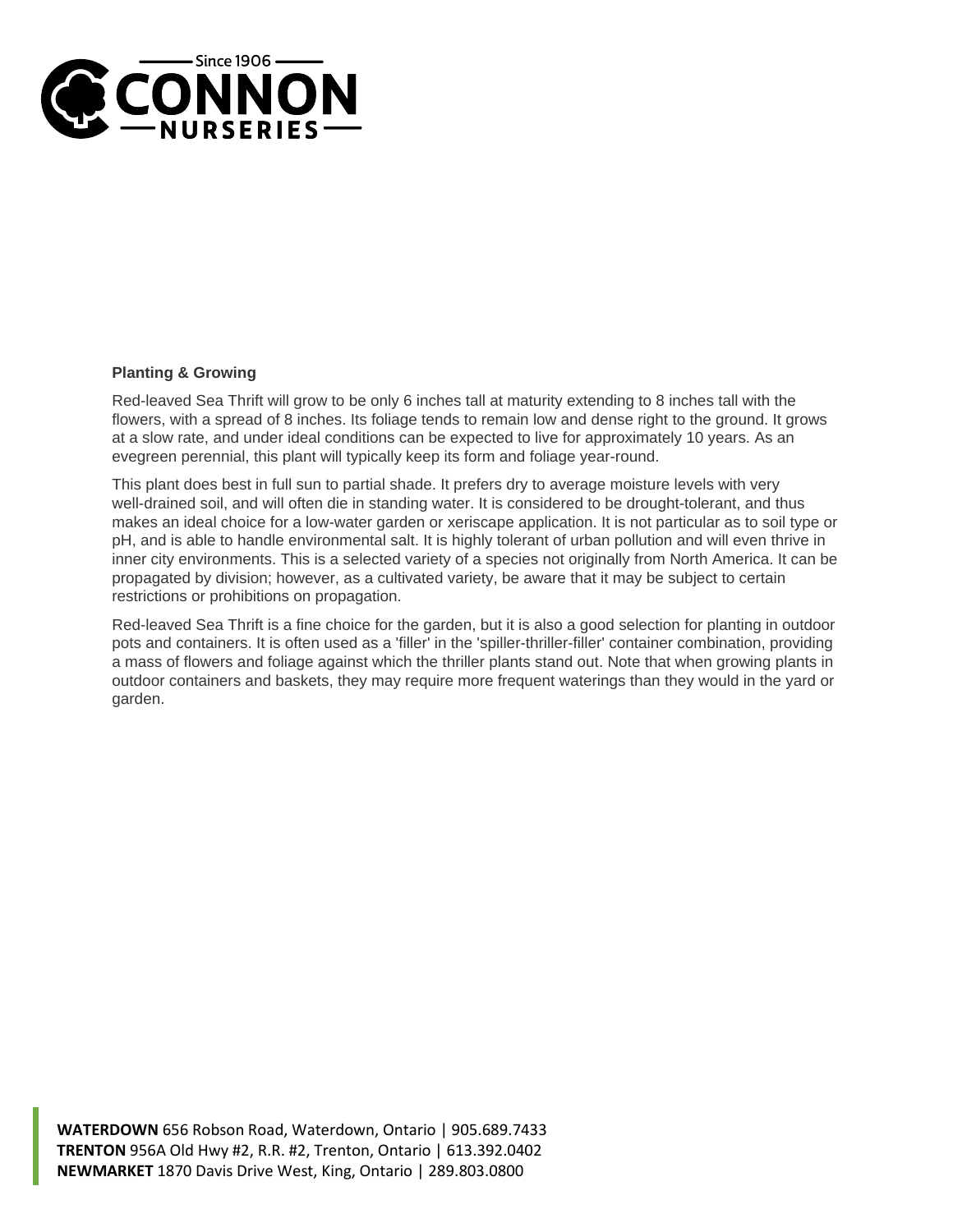### Planting & Growing

Red-leaved Sea Thrift will grow to be only 6 inches tall at maturity extending to 8 inches tall with the flowers, with a spread of 8 inches. Its foliage tends to remain low and dense right to the ground. It grows at a slow rate, and under ideal conditions can be expected to live for approximately 10 years. As an evegreen perennial, this plant will typically keep its form and foliage year-round.

This plant does best in full sun to partial shade. It prefers dry to average moisture levels with very well-drained soil, and will often die in standing water. It is considered to be drought-tolerant, and thus makes an ideal choice for a low-water garden or xeriscape application. It is not particular as to soil type or pH, and is able to handle environmental salt. It is highly tolerant of urban pollution and will even thrive in inner city environments. This is a selected variety of a species not originally from North America. It can be propagated by division; however, as a cultivated variety, be aware that it may be subject to certain restrictions or prohibitions on propagation.

Red-leaved Sea Thrift is a fine choice for the garden, but it is also a good selection for planting in outdoor pots and containers. It is often used as a 'filler' in the 'spiller-thriller-filler' container combination, providing a mass of flowers and foliage against which the thriller plants stand out. Note that when growing plants in outdoor containers and baskets, they may require more frequent waterings than they would in the yard or garden.